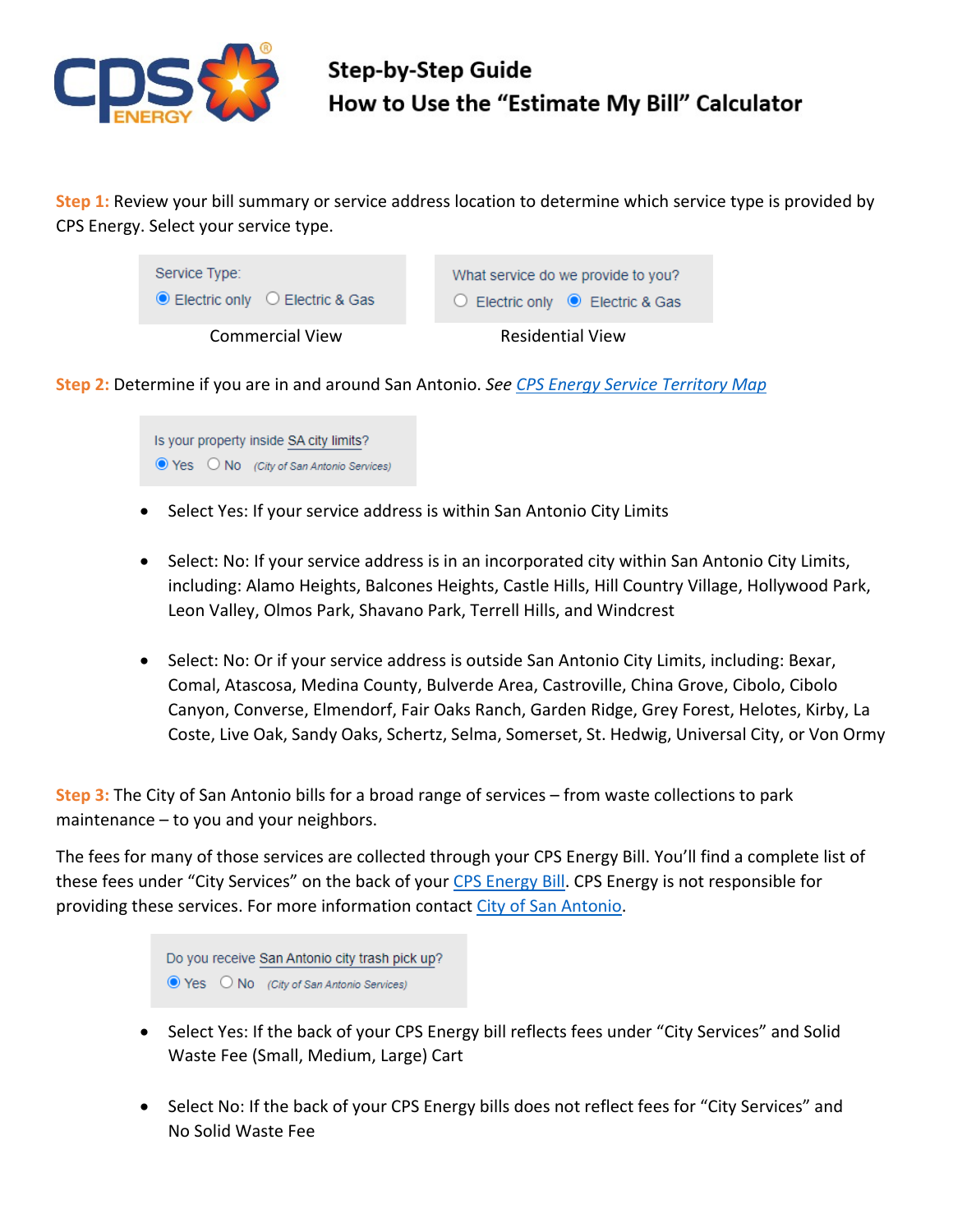# Step-by-Step Guide
# How to Use the "Estimate My Bill" Calculator

**Step 1:** Review your bill summary or service address location to determine which service type is provided by CPS Energy. Select your service type.

| Service Type: | What service do we provide to you? |
|---|---|
| (●) Electric only ( ) Electric & Gas | ( ) Electric only (●) Electric & Gas |
| Commercial View | Residential View |

**Step 2:** Determine if you are in and around San Antonio. *See* *[CPS Energy Service Territory Map]*

Is your property inside SA city limits?
(●) Yes ( ) No *(City of San Antonio Services)*

- Select Yes: If your service address is within San Antonio City Limits
- Select: No: If your service address is in an incorporated city within San Antonio City Limits, including: Alamo Heights, Balcones Heights, Castle Hills, Hill Country Village, Hollywood Park, Leon Valley, Olmos Park, Shavano Park, Terrell Hills, and Windcrest
- Select: No: Or if your service address is outside San Antonio City Limits, including: Bexar, Comal, Atascosa, Medina County, Bulverde Area, Castroville, China Grove, Cibolo, Cibolo Canyon, Converse, Elmendorf, Fair Oaks Ranch, Garden Ridge, Grey Forest, Helotes, Kirby, La Coste, Live Oak, Sandy Oaks, Schertz, Selma, Somerset, St. Hedwig, Universal City, or Von Ormy

**Step 3:** The City of San Antonio bills for a broad range of services – from waste collections to park maintenance – to you and your neighbors.

The fees for many of those services are collected through your CPS Energy Bill. You'll find a complete list of these fees under "City Services" on the back of your CPS Energy Bill. CPS Energy is not responsible for providing these services. For more information contact City of San Antonio.

Do you receive San Antonio city trash pick up?
(●) Yes ( ) No *(City of San Antonio Services)*

- Select Yes: If the back of your CPS Energy bill reflects fees under "City Services" and Solid Waste Fee (Small, Medium, Large) Cart
- Select No: If the back of your CPS Energy bills does not reflect fees for "City Services" and No Solid Waste Fee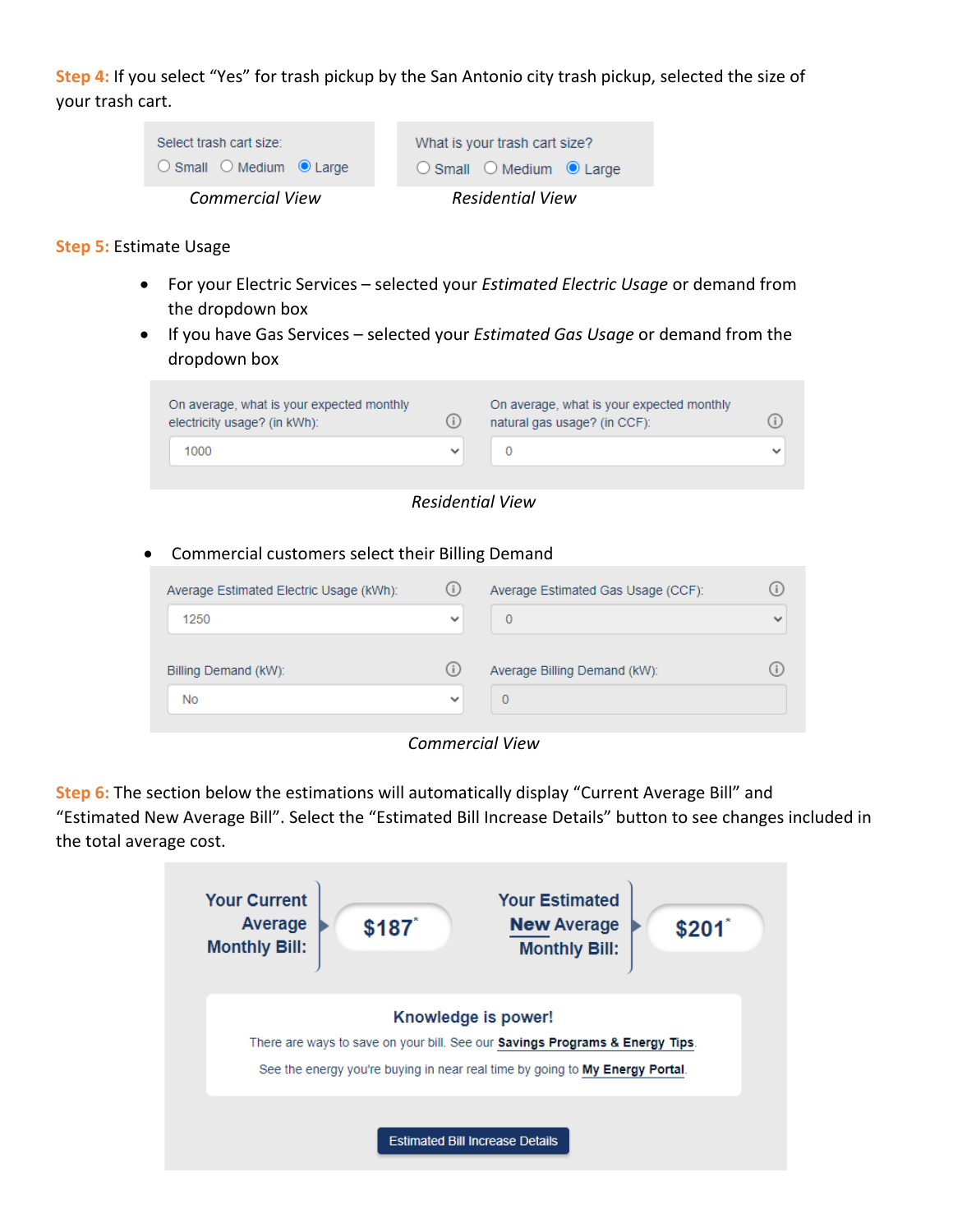**Step 4:** If you select "Yes" for trash pickup by the San Antonio city trash pickup, selected the size of your trash cart.

Select trash cart size:
○ Small ○ Medium ◉ Large

*Commercial View*

What is your trash cart size?
○ Small ○ Medium ◉ Large

*Residential View*

**Step 5:** Estimate Usage

- For your Electric Services – selected your *Estimated Electric Usage* or demand from the dropdown box
- If you have Gas Services – selected your *Estimated Gas Usage* or demand from the dropdown box

On average, what is your expected monthly electricity usage? (in kWh): 1000

On average, what is your expected monthly natural gas usage? (in CCF): 0

*Residential View*

- Commercial customers select their Billing Demand

Average Estimated Electric Usage (kWh): 1250

Average Estimated Gas Usage (CCF): 0

Billing Demand (kW): No

Average Billing Demand (kW): 0

*Commercial View*

**Step 6:** The section below the estimations will automatically display "Current Average Bill" and "Estimated New Average Bill". Select the "Estimated Bill Increase Details" button to see changes included in the total average cost.

Your Current Average Monthly Bill: $187*

Your Estimated New Average Monthly Bill: $201*

**Knowledge is power!**

There are ways to save on your bill. See our **Savings Programs & Energy Tips**.

See the energy you're buying in near real time by going to **My Energy Portal**.

Estimated Bill Increase Details